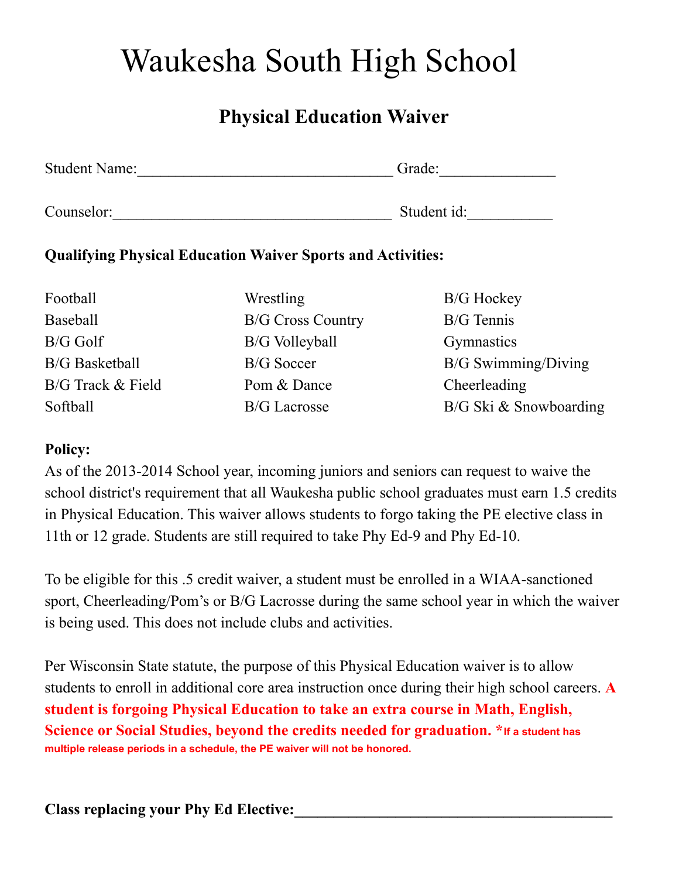# Waukesha South High School

## Physical Education Waiver

Student Name:________________________________ Grade:______________

Counselor:___________________________________ Student id:__________

**Qualifying Physical Education Waiver Sports and Activities:**

| | | |
|---|---|---|
| Football | Wrestling | B/G Hockey |
| Baseball | B/G Cross Country | B/G Tennis |
| B/G Golf | B/G Volleyball | Gymnastics |
| B/G Basketball | B/G Soccer | B/G Swimming/Diving |
| B/G Track & Field | Pom & Dance | Cheerleading |
| Softball | B/G Lacrosse | B/G Ski & Snowboarding |

**Policy:**
As of the 2013-2014 School year, incoming juniors and seniors can request to waive the school district's requirement that all Waukesha public school graduates must earn 1.5 credits in Physical Education. This waiver allows students to forgo taking the PE elective class in 11th or 12 grade. Students are still required to take Phy Ed-9 and Phy Ed-10.

To be eligible for this .5 credit waiver, a student must be enrolled in a WIAA-sanctioned sport, Cheerleading/Pom's or B/G Lacrosse during the same school year in which the waiver is being used. This does not include clubs and activities.

Per Wisconsin State statute, the purpose of this Physical Education waiver is to allow students to enroll in additional core area instruction once during their high school careers. **A student is forgoing Physical Education to take an extra course in Math, English, Science or Social Studies, beyond the credits needed for graduation.** ***If a student has multiple release periods in a schedule, the PE waiver will not be honored.**

**Class replacing your Phy Ed Elective:________________________________________**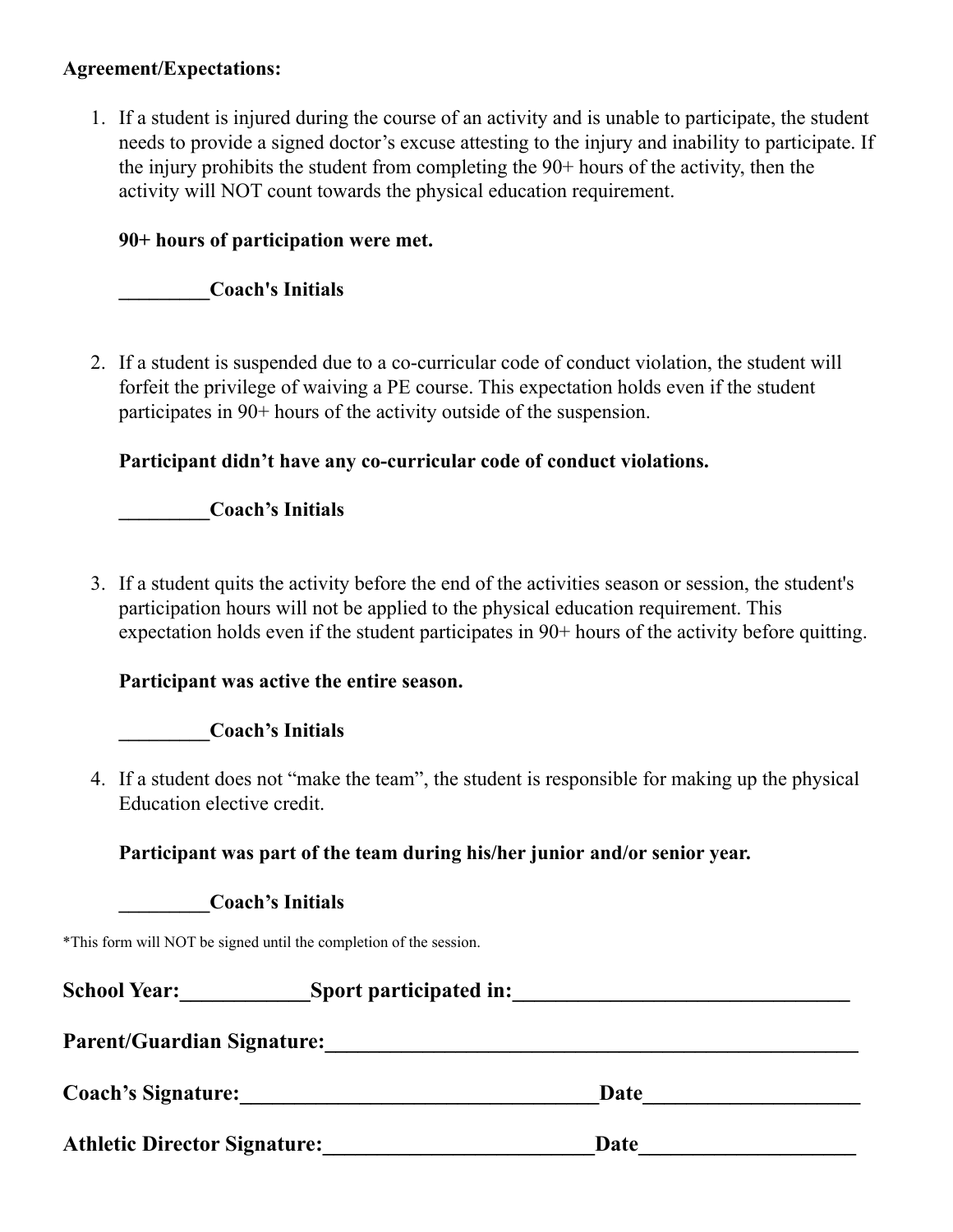**Agreement/Expectations:**

1. If a student is injured during the course of an activity and is unable to participate, the student needs to provide a signed doctor's excuse attesting to the injury and inability to participate. If the injury prohibits the student from completing the 90+ hours of the activity, then the activity will NOT count towards the physical education requirement.

   **90+ hours of participation were met.**

   **_________Coach's Initials**

2. If a student is suspended due to a co-curricular code of conduct violation, the student will forfeit the privilege of waiving a PE course. This expectation holds even if the student participates in 90+ hours of the activity outside of the suspension.

   **Participant didn't have any co-curricular code of conduct violations.**

   **_________Coach's Initials**

3. If a student quits the activity before the end of the activities season or session, the student's participation hours will not be applied to the physical education requirement. This expectation holds even if the student participates in 90+ hours of the activity before quitting.

   **Participant was active the entire season.**

   **_________Coach's Initials**

4. If a student does not "make the team", the student is responsible for making up the physical Education elective credit.

   **Participant was part of the team during his/her junior and/or senior year.**

   **_________Coach's Initials**

*This form will NOT be signed until the completion of the session.

**School Year:____________Sport participated in:_______________________________**

**Parent/Guardian Signature:____________________________________________________**

**Coach's Signature:_________________________________Date___________________**

**Athletic Director Signature:_________________________Date___________________**